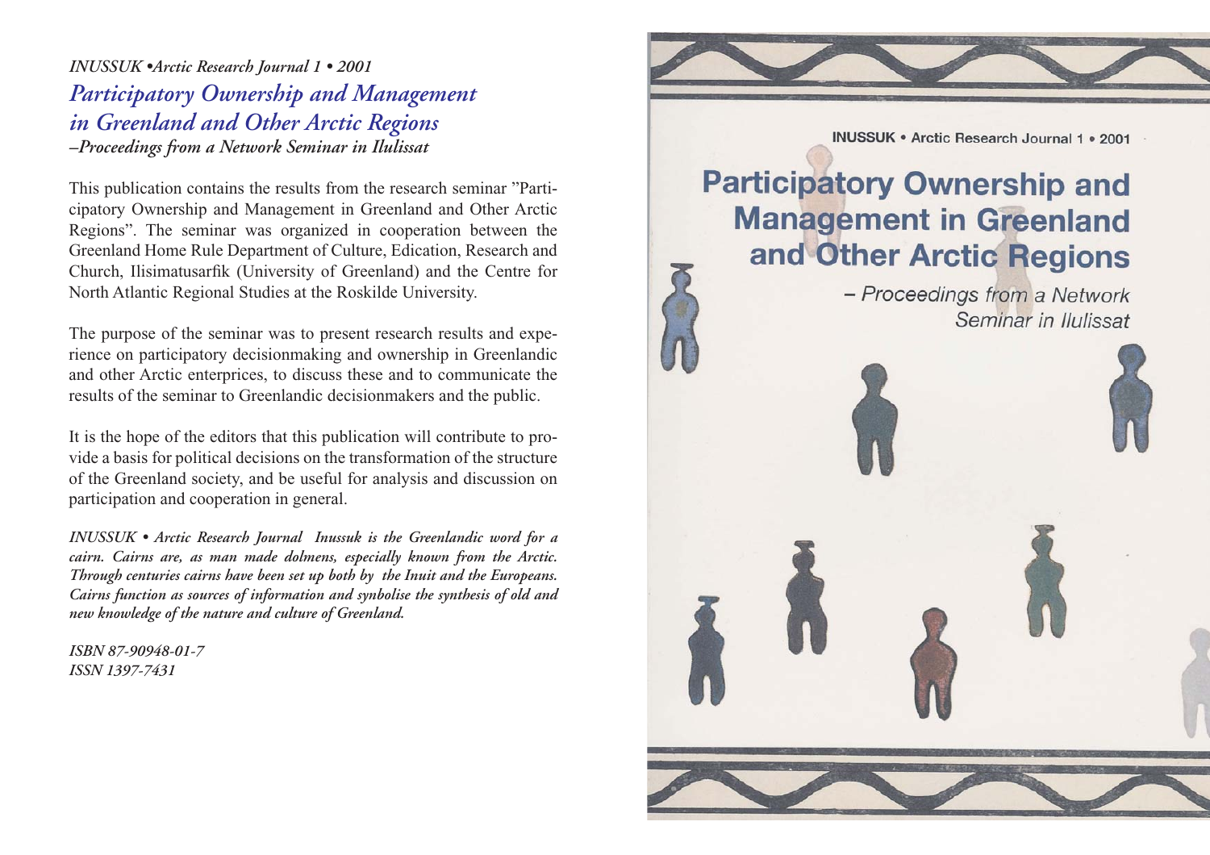*INUSSUK •Arctic Research Journal 1 • 2001*

# *Participatory Ownership and Management in Greenland and Other Arctic Regions*

*–Proceedings from a Network Seminar in Ilulissat*

This publication contains the results from the research seminar ”Participatory Ownership and Management in Greenland and Other Arctic Regions”. The seminar was organized in cooperation between the Greenland Home Rule Department of Culture, Edication, Research and Church, Ilisimatusarfik (University of Greenland) and the Centre for North Atlantic Regional Studies at the Roskilde University.

The purpose of the seminar was to present research results and experience on participatory decisionmaking and ownership in Greenlandic and other Arctic enterprices, to discuss these and to communicate the results of the seminar to Greenlandic decisionmakers and the public.

It is the hope of the editors that this publication will contribute to provide a basis for political decisions on the transformation of the structure of the Greenland society, and be useful for analysis and discussion on participation and cooperation in general.

***INUSSUK • Arctic Research Journal Inussuk is the Greenlandic word for a cairn. Cairns are, as man made dolmens, especially known from the Arctic. Through centuries cairns have been set up both by the Inuit and the Europeans. Cairns function as sources of information and synbolise the synthesis of old and new knowledge of the nature and culture of Greenland.***

*ISBN 87-90948-01-7*
*ISSN 1397-7431*

**INUSSUK • Arctic Research Journal 1 • 2001**

# Participatory Ownership and Management in Greenland and Other Arctic Regions

*– Proceedings from a Network Seminar in Ilulissat*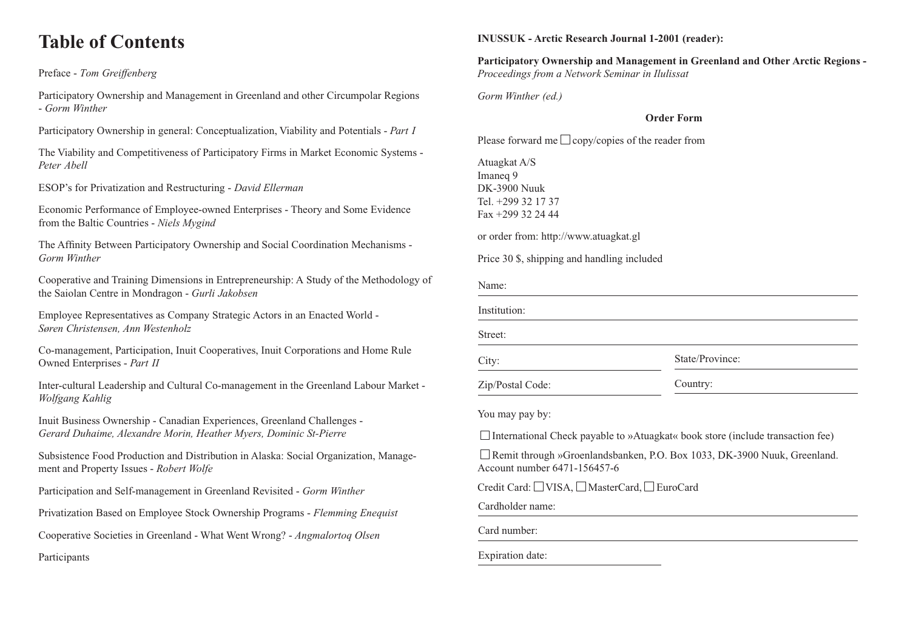# Table of Contents

Preface - *Tom Greiffenberg*

Participatory Ownership and Management in Greenland and other Circumpolar Regions - *Gorm Winther*

Participatory Ownership in general: Conceptualization, Viability and Potentials - *Part I*

The Viability and Competitiveness of Participatory Firms in Market Economic Systems - *Peter Abell*

ESOP's for Privatization and Restructuring - *David Ellerman*

Economic Performance of Employee-owned Enterprises - Theory and Some Evidence from the Baltic Countries - *Niels Mygind*

The Affinity Between Participatory Ownership and Social Coordination Mechanisms - *Gorm Winther*

Cooperative and Training Dimensions in Entrepreneurship: A Study of the Methodology of the Saiolan Centre in Mondragon - *Gurli Jakobsen*

Employee Representatives as Company Strategic Actors in an Enacted World - *Søren Christensen, Ann Westenholz*

Co-management, Participation, Inuit Cooperatives, Inuit Corporations and Home Rule Owned Enterprises - *Part II*

Inter-cultural Leadership and Cultural Co-management in the Greenland Labour Market - *Wolfgang Kahlig*

Inuit Business Ownership - Canadian Experiences, Greenland Challenges - *Gerard Duhaime, Alexandre Morin, Heather Myers, Dominic St-Pierre*

Subsistence Food Production and Distribution in Alaska: Social Organization, Management and Property Issues - *Robert Wolfe*

Participation and Self-management in Greenland Revisited - *Gorm Winther*

Privatization Based on Employee Stock Ownership Programs - *Flemming Enequist*

Cooperative Societies in Greenland - What Went Wrong? - *Angmalortoq Olsen*

Participants

**INUSSUK - Arctic Research Journal 1-2001 (reader):**

**Participatory Ownership and Management in Greenland and Other Arctic Regions -** *Proceedings from a Network Seminar in Ilulissat*

*Gorm Winther (ed.)*

**Order Form**

Please forward me ☐ copy/copies of the reader from

Atuagkat A/S
Imaneq 9
DK-3900 Nuuk
Tel. +299 32 17 37
Fax +299 32 24 44

or order from: http://www.atuagkat.gl

Price 30 $, shipping and handling included

Name: ______________________________

Institution: ______________________________

Street: ______________________________

City: ______________ State/Province: ______________

Zip/Postal Code: ______________ Country: ______________

You may pay by:

☐ International Check payable to »Atuagkat« book store (include transaction fee)

☐ Remit through »Groenlandsbanken, P.O. Box 1033, DK-3900 Nuuk, Greenland. Account number 6471-156457-6

Credit Card: ☐ VISA, ☐ MasterCard, ☐ EuroCard

Cardholder name: ______________________________

Card number: ______________________________

Expiration date: ______________